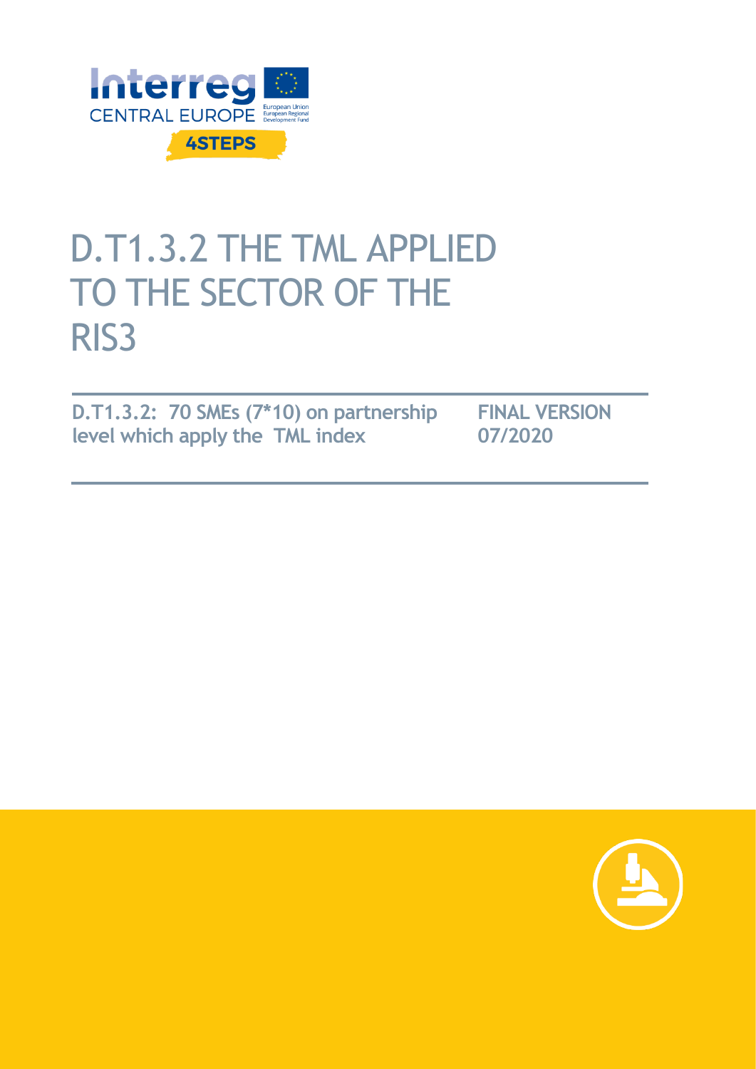Interreg CENTRAL EUROPE

4STEPS

# D.T1.3.2 THE TML APPLIED TO THE SECTOR OF THE RIS3

**D.T1.3.2: 70 SMEs (7*10) on partnership level which apply the TML index**

**FINAL VERSION 07/2020**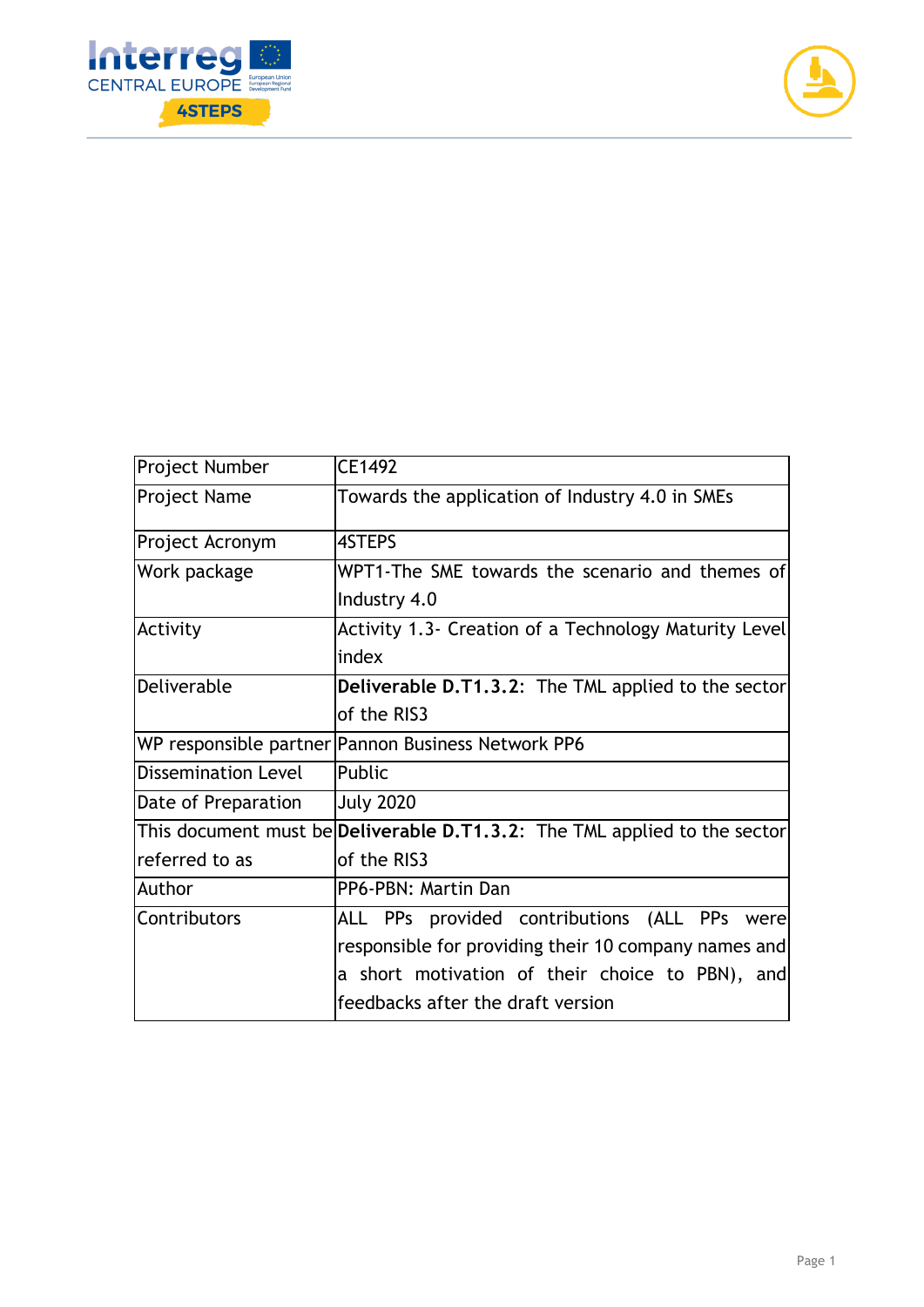| Project Number | CE1492 |
| --- | --- |
| Project Name | Towards the application of Industry 4.0 in SMEs |
| Project Acronym | 4STEPS |
| Work package | WPT1-The SME towards the scenario and themes of Industry 4.0 |
| Activity | Activity 1.3- Creation of a Technology Maturity Level index |
| Deliverable | **Deliverable D.T1.3.2**: The TML applied to the sector of the RIS3 |
| WP responsible partner | Pannon Business Network PP6 |
| Dissemination Level | Public |
| Date of Preparation | July 2020 |
| This document must be referred to as | **Deliverable D.T1.3.2**: The TML applied to the sector of the RIS3 |
| Author | PP6-PBN: Martin Dan |
| Contributors | ALL PPs provided contributions (ALL PPs were responsible for providing their 10 company names and a short motivation of their choice to PBN), and feedbacks after the draft version |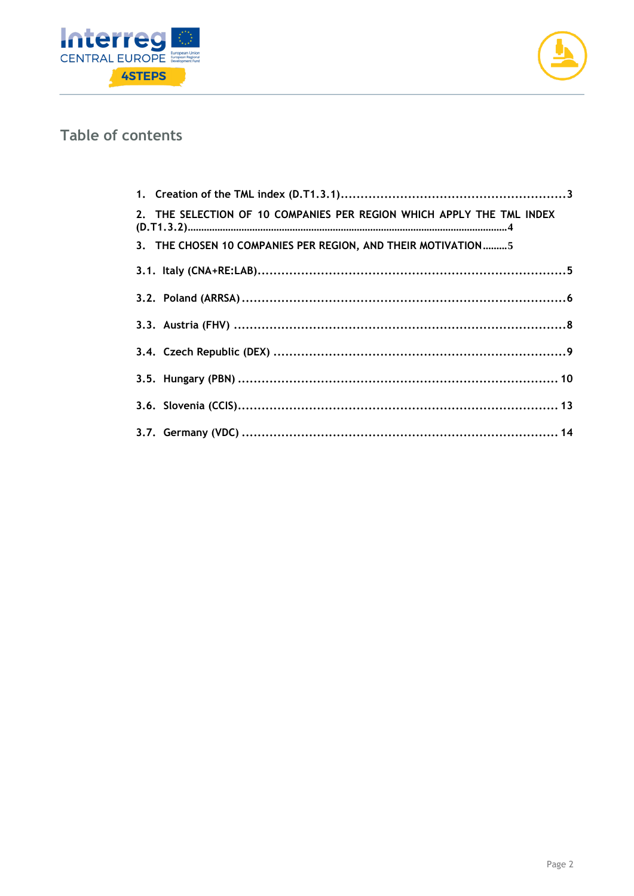# Table of contents

1. Creation of the TML index (D.T1.3.1) ........................................................ 3
2. THE SELECTION OF 10 COMPANIES PER REGION WHICH APPLY THE TML INDEX (D.T1.3.2) ........................................................ 4
3. THE CHOSEN 10 COMPANIES PER REGION, AND THEIR MOTIVATION ......... 5

3.1. Italy (CNA+RE:LAB) ........................................................ 5

3.2. Poland (ARRSA) ........................................................ 6

3.3. Austria (FHV) ........................................................ 8

3.4. Czech Republic (DEX) ........................................................ 9

3.5. Hungary (PBN) ........................................................ 10

3.6. Slovenia (CCIS) ........................................................ 13

3.7. Germany (VDC) ........................................................ 14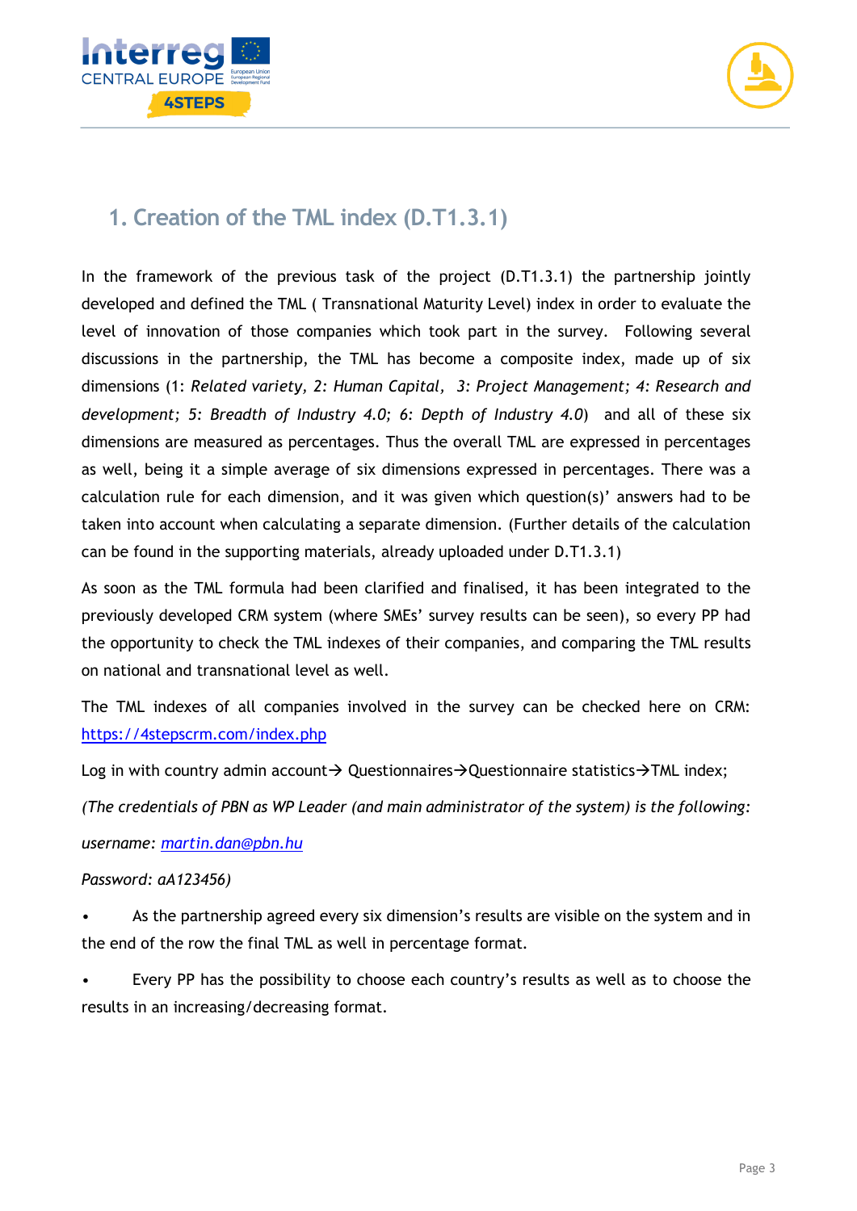## 1. Creation of the TML index (D.T1.3.1)

In the framework of the previous task of the project (D.T1.3.1) the partnership jointly developed and defined the TML ( Transnational Maturity Level) index in order to evaluate the level of innovation of those companies which took part in the survey. Following several discussions in the partnership, the TML has become a composite index, made up of six dimensions (1: *Related variety, 2: Human Capital, 3: Project Management; 4: Research and development; 5: Breadth of Industry 4.0; 6: Depth of Industry 4.0*) and all of these six dimensions are measured as percentages. Thus the overall TML are expressed in percentages as well, being it a simple average of six dimensions expressed in percentages. There was a calculation rule for each dimension, and it was given which question(s)' answers had to be taken into account when calculating a separate dimension. (Further details of the calculation can be found in the supporting materials, already uploaded under D.T1.3.1)

As soon as the TML formula had been clarified and finalised, it has been integrated to the previously developed CRM system (where SMEs' survey results can be seen), so every PP had the opportunity to check the TML indexes of their companies, and comparing the TML results on national and transnational level as well.

The TML indexes of all companies involved in the survey can be checked here on CRM: https://4stepscrm.com/index.php

Log in with country admin account→ Questionnaires→Questionnaire statistics→TML index;

*(The credentials of PBN as WP Leader (and main administrator of the system) is the following:*

*username: martin.dan@pbn.hu*

*Password: aA123456)*

- As the partnership agreed every six dimension's results are visible on the system and in the end of the row the final TML as well in percentage format.
- Every PP has the possibility to choose each country's results as well as to choose the results in an increasing/decreasing format.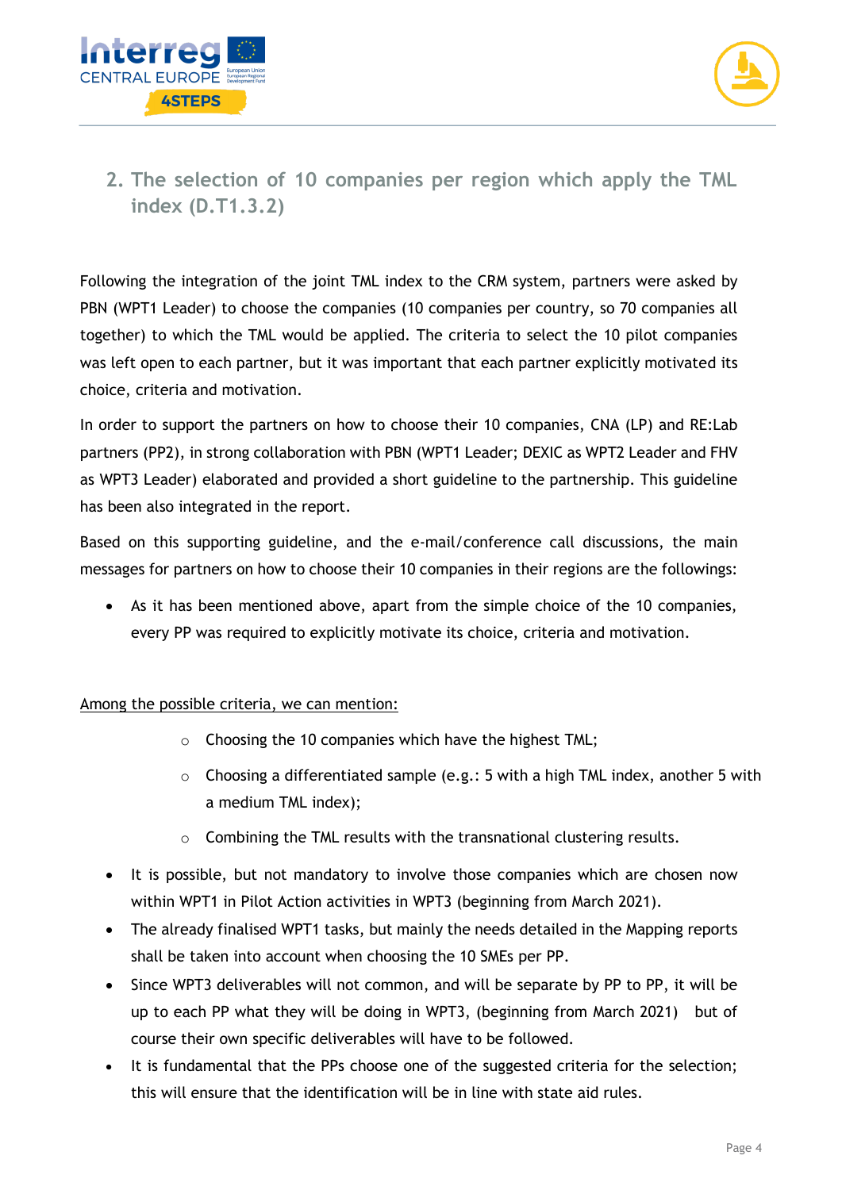## 2. The selection of 10 companies per region which apply the TML index (D.T1.3.2)

Following the integration of the joint TML index to the CRM system, partners were asked by PBN (WPT1 Leader) to choose the companies (10 companies per country, so 70 companies all together) to which the TML would be applied. The criteria to select the 10 pilot companies was left open to each partner, but it was important that each partner explicitly motivated its choice, criteria and motivation.

In order to support the partners on how to choose their 10 companies, CNA (LP) and RE:Lab partners (PP2), in strong collaboration with PBN (WPT1 Leader; DEXIC as WPT2 Leader and FHV as WPT3 Leader) elaborated and provided a short guideline to the partnership. This guideline has been also integrated in the report.

Based on this supporting guideline, and the e-mail/conference call discussions, the main messages for partners on how to choose their 10 companies in their regions are the followings:

- As it has been mentioned above, apart from the simple choice of the 10 companies, every PP was required to explicitly motivate its choice, criteria and motivation.

<u>Among the possible criteria, we can mention:</u>

- Choosing the 10 companies which have the highest TML;
- Choosing a differentiated sample (e.g.: 5 with a high TML index, another 5 with a medium TML index);
- Combining the TML results with the transnational clustering results.

- It is possible, but not mandatory to involve those companies which are chosen now within WPT1 in Pilot Action activities in WPT3 (beginning from March 2021).
- The already finalised WPT1 tasks, but mainly the needs detailed in the Mapping reports shall be taken into account when choosing the 10 SMEs per PP.
- Since WPT3 deliverables will not common, and will be separate by PP to PP, it will be up to each PP what they will be doing in WPT3, (beginning from March 2021) but of course their own specific deliverables will have to be followed.
- It is fundamental that the PPs choose one of the suggested criteria for the selection; this will ensure that the identification will be in line with state aid rules.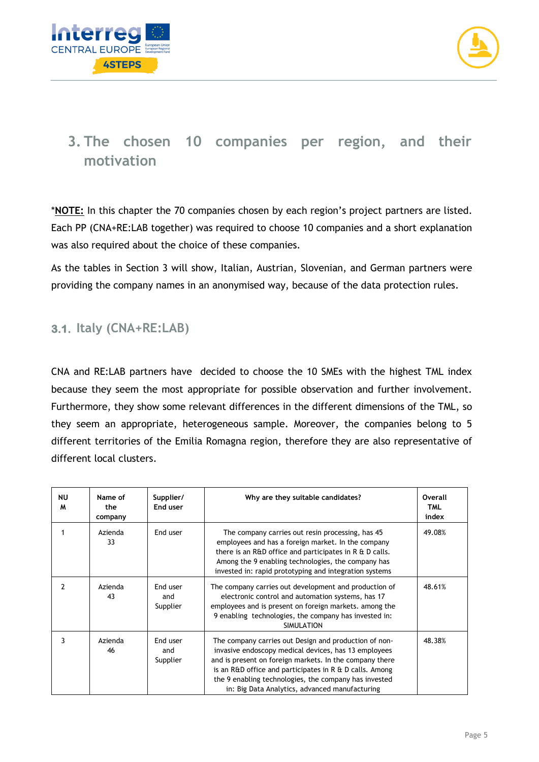# 3. The chosen 10 companies per region, and their motivation

*__NOTE:__ In this chapter the 70 companies chosen by each region's project partners are listed. Each PP (CNA+RE:LAB together) was required to choose 10 companies and a short explanation was also required about the choice of these companies.

As the tables in Section 3 will show, Italian, Austrian, Slovenian, and German partners were providing the company names in an anonymised way, because of the data protection rules.

## 3.1. Italy (CNA+RE:LAB)

CNA and RE:LAB partners have decided to choose the 10 SMEs with the highest TML index because they seem the most appropriate for possible observation and further involvement. Furthermore, they show some relevant differences in the different dimensions of the TML, so they seem an appropriate, heterogeneous sample. Moreover, the companies belong to 5 different territories of the Emilia Romagna region, therefore they are also representative of different local clusters.

| NUM | Name of the company | Supplier/ End user | Why are they suitable candidates? | Overall TML index |
|---|---|---|---|---|
| 1 | Azienda 33 | End user | The company carries out resin processing, has 45 employees and has a foreign market. In the company there is an R&D office and participates in R & D calls. Among the 9 enabling technologies, the company has invested in: rapid prototyping and integration systems | 49.08% |
| 2 | Azienda 43 | End user and Supplier | The company carries out development and production of electronic control and automation systems, has 17 employees and is present on foreign markets. among the 9 enabling technologies, the company has invested in: SIMULATION | 48.61% |
| 3 | Azienda 46 | End user and Supplier | The company carries out Design and production of non-invasive endoscopy medical devices, has 13 employees and is present on foreign markets. In the company there is an R&D office and participates in R & D calls. Among the 9 enabling technologies, the company has invested in: Big Data Analytics, advanced manufacturing | 48.38% |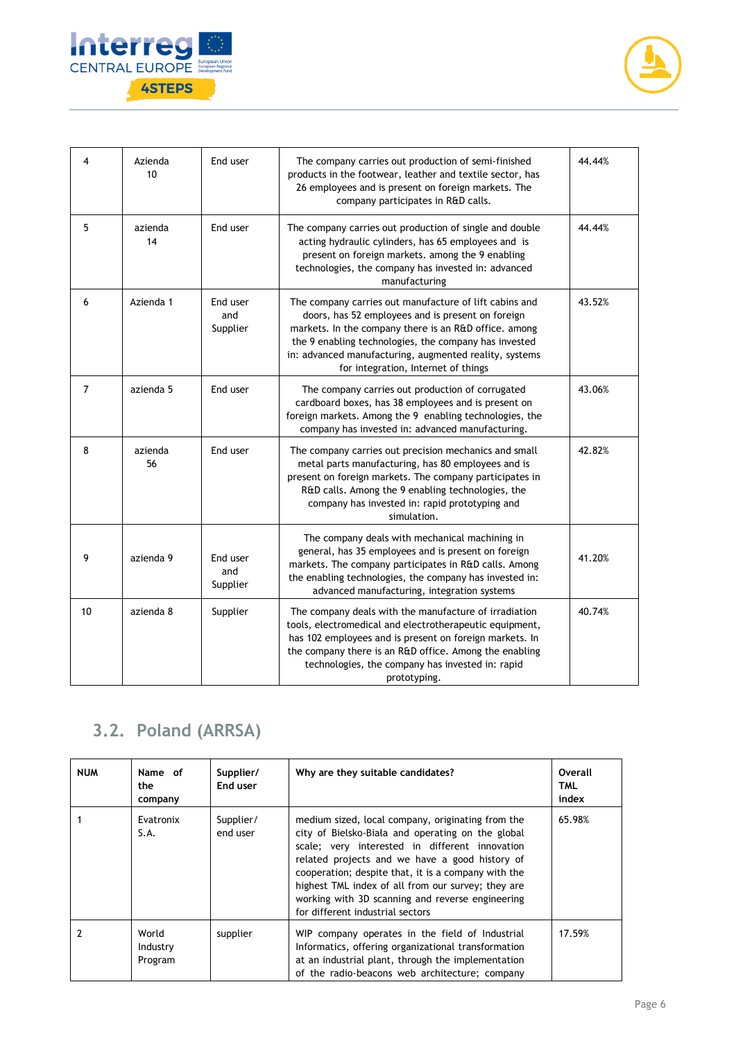| 4 | Azienda 10 | End user | The company carries out production of semi-finished products in the footwear, leather and textile sector, has 26 employees and is present on foreign markets. The company participates in R&D calls. | 44.44% |
|---|---|---|---|---|
| 5 | azienda 14 | End user | The company carries out production of single and double acting hydraulic cylinders, has 65 employees and is present on foreign markets. among the 9 enabling technologies, the company has invested in: advanced manufacturing | 44.44% |
| 6 | Azienda 1 | End user and Supplier | The company carries out manufacture of lift cabins and doors, has 52 employees and is present on foreign markets. In the company there is an R&D office. among the 9 enabling technologies, the company has invested in: advanced manufacturing, augmented reality, systems for integration, Internet of things | 43.52% |
| 7 | azienda 5 | End user | The company carries out production of corrugated cardboard boxes, has 38 employees and is present on foreign markets. Among the 9 enabling technologies, the company has invested in: advanced manufacturing. | 43.06% |
| 8 | azienda 56 | End user | The company carries out precision mechanics and small metal parts manufacturing, has 80 employees and is present on foreign markets. The company participates in R&D calls. Among the 9 enabling technologies, the company has invested in: rapid prototyping and simulation. | 42.82% |
| 9 | azienda 9 | End user and Supplier | The company deals with mechanical machining in general, has 35 employees and is present on foreign markets. The company participates in R&D calls. Among the enabling technologies, the company has invested in: advanced manufacturing, integration systems | 41.20% |
| 10 | azienda 8 | Supplier | The company deals with the manufacture of irradiation tools, electromedical and electrotherapeutic equipment, has 102 employees and is present on foreign markets. In the company there is an R&D office. Among the enabling technologies, the company has invested in: rapid prototyping. | 40.74% |

## 3.2. Poland (ARRSA)

| NUM | Name of the company | Supplier/ End user | Why are they suitable candidates? | Overall TML index |
|---|---|---|---|---|
| 1 | Evatronix S.A. | Supplier/ end user | medium sized, local company, originating from the city of Bielsko-Biała and operating on the global scale; very interested in different innovation related projects and we have a good history of cooperation; despite that, it is a company with the highest TML index of all from our survey; they are working with 3D scanning and reverse engineering for different industrial sectors | 65.98% |
| 2 | World Industry Program | supplier | WIP company operates in the field of Industrial Informatics, offering organizational transformation at an industrial plant, through the implementation of the radio-beacons web architecture; company | 17.59% |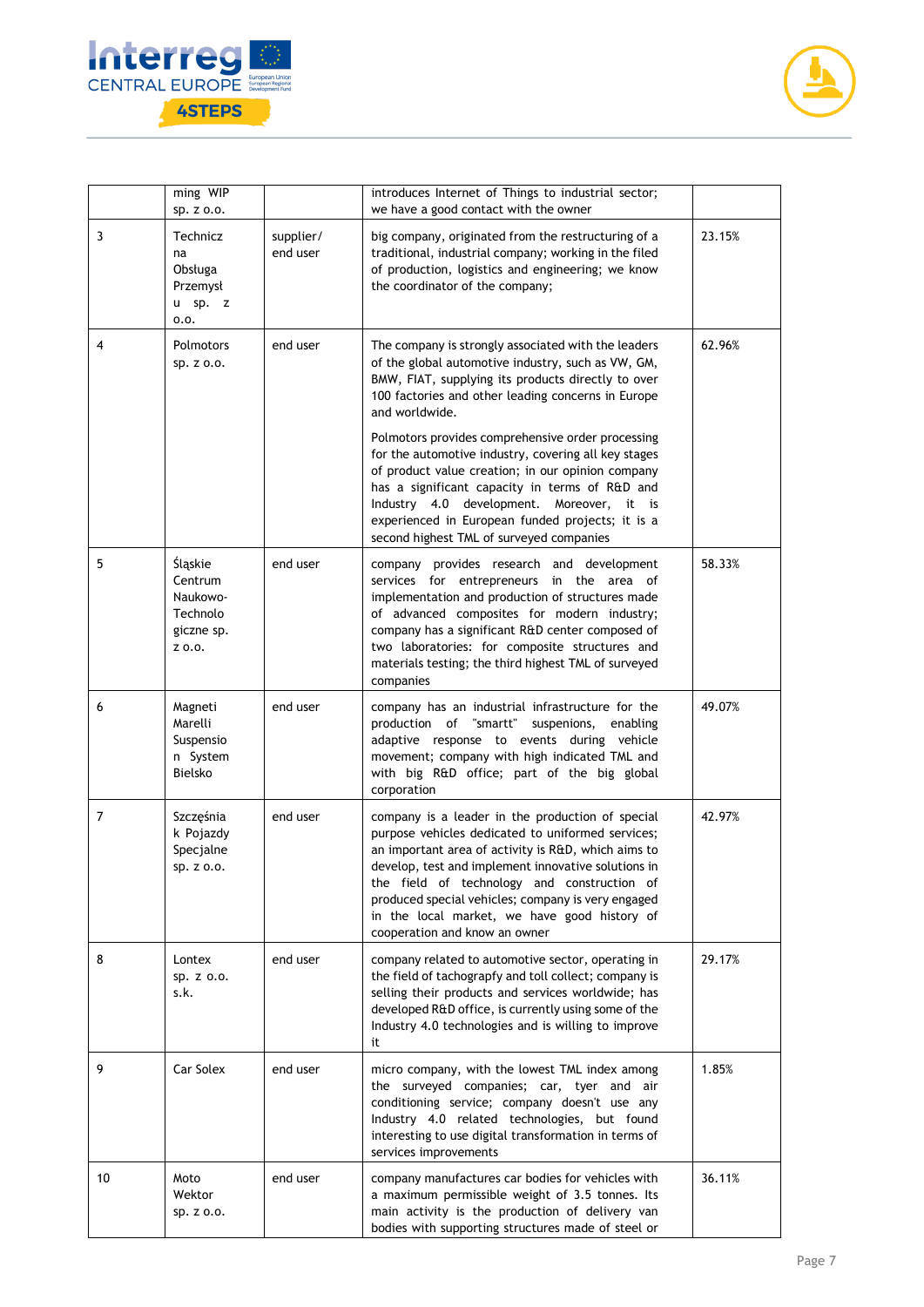|  | ming WIP sp. z o.o. |  | introduces Internet of Things to industrial sector; we have a good contact with the owner |  |
|---|---|---|---|---|
| 3 | Techniczna Obsługa Przemysłu sp. z o.o. | supplier/ end user | big company, originated from the restructuring of a traditional, industrial company; working in the filed of production, logistics and engineering; we know the coordinator of the company; | 23.15% |
| 4 | Polmotors sp. z o.o. | end user | The company is strongly associated with the leaders of the global automotive industry, such as VW, GM, BMW, FIAT, supplying its products directly to over 100 factories and other leading concerns in Europe and worldwide.<br><br>Polmotors provides comprehensive order processing for the automotive industry, covering all key stages of product value creation; in our opinion company has a significant capacity in terms of R&D and Industry 4.0 development. Moreover, it is experienced in European funded projects; it is a second highest TML of surveyed companies | 62.96% |
| 5 | Śląskie Centrum Naukowo-Technologiczne sp. z o.o. | end user | company provides research and development services for entrepreneurs in the area of implementation and production of structures made of advanced composites for modern industry; company has a significant R&D center composed of two laboratories: for composite structures and materials testing; the third highest TML of surveyed companies | 58.33% |
| 6 | Magneti Marelli Suspension System Bielsko | end user | company has an industrial infrastructure for the production of "smartt" suspenions, enabling adaptive response to events during vehicle movement; company with high indicated TML and with big R&D office; part of the big global corporation | 49.07% |
| 7 | Szczęśniak Pojazdy Specjalne sp. z o.o. | end user | company is a leader in the production of special purpose vehicles dedicated to uniformed services; an important area of activity is R&D, which aims to develop, test and implement innovative solutions in the field of technology and construction of produced special vehicles; company is very engaged in the local market, we have good history of cooperation and know an owner | 42.97% |
| 8 | Lontex sp. z o.o. s.k. | end user | company related to automotive sector, operating in the field of tachography and toll collect; company is selling their products and services worldwide; has developed R&D office, is currently using some of the Industry 4.0 technologies and is willing to improve it | 29.17% |
| 9 | Car Solex | end user | micro company, with the lowest TML index among the surveyed companies; car, tyer and air conditioning service; company doesn't use any Industry 4.0 related technologies, but found interesting to use digital transformation in terms of services improvements | 1.85% |
| 10 | Moto Wektor sp. z o.o. | end user | company manufactures car bodies for vehicles with a maximum permissible weight of 3.5 tonnes. Its main activity is the production of delivery van bodies with supporting structures made of steel or | 36.11% |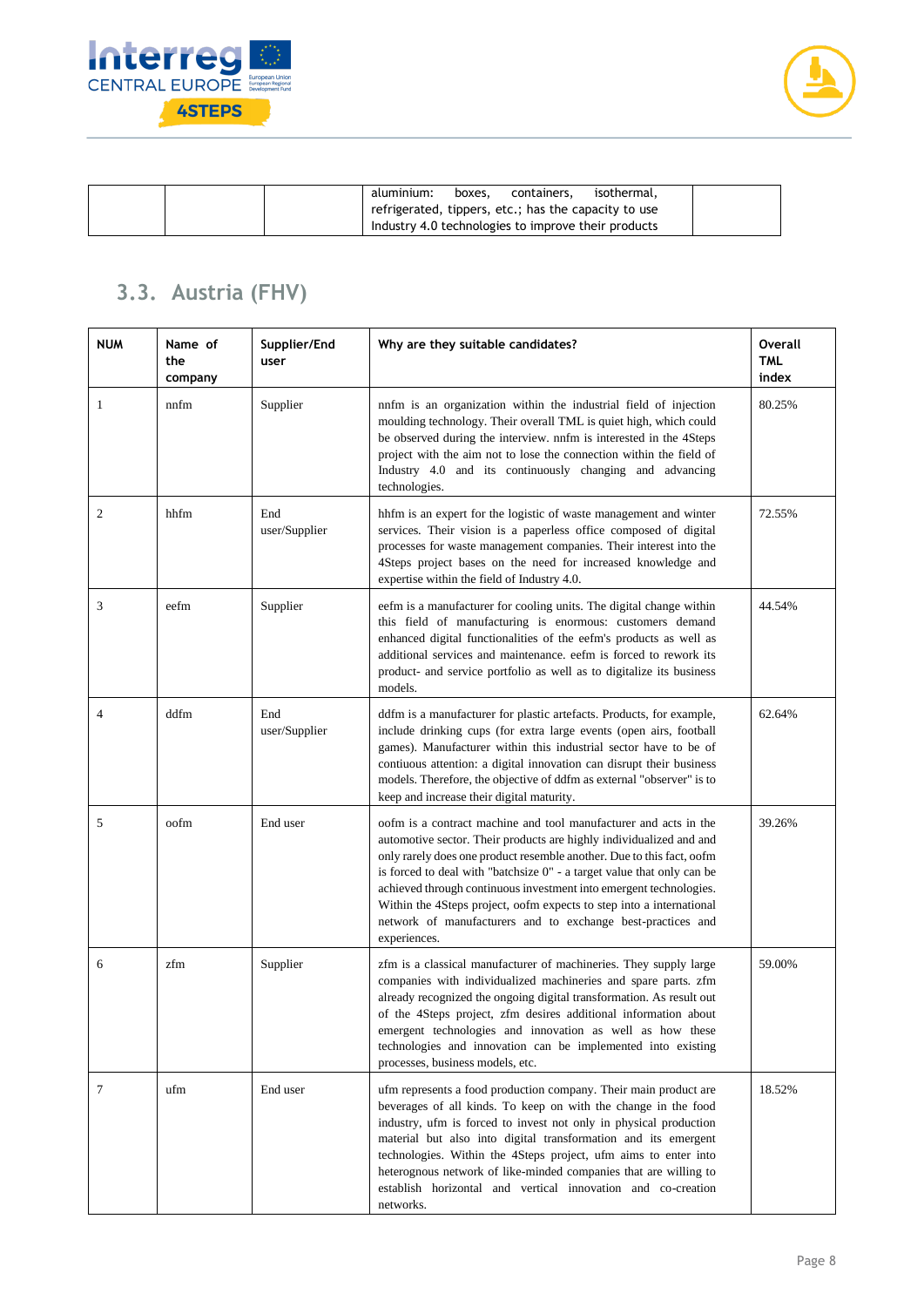|  |  |  | aluminium: boxes, containers, isothermal, refrigerated, tippers, etc.; has the capacity to use Industry 4.0 technologies to improve their products |  |
|---|---|---|---|---|

## 3.3. Austria (FHV)

| NUM | Name of the company | Supplier/End user | Why are they suitable candidates? | Overall TML index |
|---|---|---|---|---|
| 1 | nnfm | Supplier | nnfm is an organization within the industrial field of injection moulding technology. Their overall TML is quiet high, which could be observed during the interview. nnfm is interested in the 4Steps project with the aim not to lose the connection within the field of Industry 4.0 and its continuously changing and advancing technologies. | 80.25% |
| 2 | hhfm | End user/Supplier | hhfm is an expert for the logistic of waste management and winter services. Their vision is a paperless office composed of digital processes for waste management companies. Their interest into the 4Steps project bases on the need for increased knowledge and expertise within the field of Industry 4.0. | 72.55% |
| 3 | eefm | Supplier | eefm is a manufacturer for cooling units. The digital change within this field of manufacturing is enormous: customers demand enhanced digital functionalities of the eefm's products as well as additional services and maintenance. eefm is forced to rework its product- and service portfolio as well as to digitalize its business models. | 44.54% |
| 4 | ddfm | End user/Supplier | ddfm is a manufacturer for plastic artefacts. Products, for example, include drinking cups (for extra large events (open airs, football games). Manufacturer within this industrial sector have to be of contiuous attention: a digital innovation can disrupt their business models. Therefore, the objective of ddfm as external "observer" is to keep and increase their digital maturity. | 62.64% |
| 5 | oofm | End user | oofm is a contract machine and tool manufacturer and acts in the automotive sector. Their products are highly individualized and and only rarely does one product resemble another. Due to this fact, oofm is forced to deal with "batchsize 0" - a target value that only can be achieved through continuous investment into emergent technologies. Within the 4Steps project, oofm expects to step into a international network of manufacturers and to exchange best-practices and experiences. | 39.26% |
| 6 | zfm | Supplier | zfm is a classical manufacturer of machineries. They supply large companies with individualized machineries and spare parts. zfm already recognized the ongoing digital transformation. As result out of the 4Steps project, zfm desires additional information about emergent technologies and innovation as well as how these technologies and innovation can be implemented into existing processes, business models, etc. | 59.00% |
| 7 | ufm | End user | ufm represents a food production company. Their main product are beverages of all kinds. To keep on with the change in the food industry, ufm is forced to invest not only in physical production material but also into digital transformation and its emergent technologies. Within the 4Steps project, ufm aims to enter into heterognous network of like-minded companies that are willing to establish horizontal and vertical innovation and co-creation networks. | 18.52% |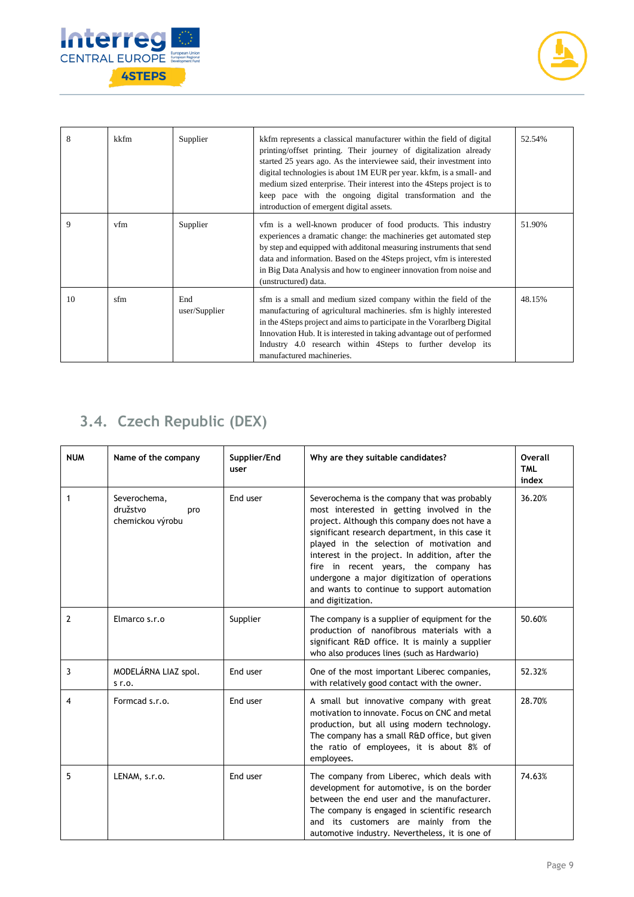| 8 | kkfm | Supplier | kkfm represents a classical manufacturer within the field of digital printing/offset printing. Their journey of digitalization already started 25 years ago. As the interviewee said, their investment into digital technologies is about 1M EUR per year. kkfm, is a small- and medium sized enterprise. Their interest into the 4Steps project is to keep pace with the ongoing digital transformation and the introduction of emergent digital assets. | 52.54% |
|---|---|---|---|---|
| 9 | vfm | Supplier | vfm is a well-known producer of food products. This industry experiences a dramatic change: the machineries get automated step by step and equipped with additonal measuring instruments that send data and information. Based on the 4Steps project, vfm is interested in Big Data Analysis and how to engineer innovation from noise and (unstructured) data. | 51.90% |
| 10 | sfm | End user/Supplier | sfm is a small and medium sized company within the field of the manufacturing of agricultural machineries. sfm is highly interested in the 4Steps project and aims to participate in the Vorarlberg Digital Innovation Hub. It is interested in taking advantage out of performed Industry 4.0 research within 4Steps to further develop its manufactured machineries. | 48.15% |

## 3.4. Czech Republic (DEX)

| NUM | Name of the company | Supplier/End user | Why are they suitable candidates? | Overall TML index |
|---|---|---|---|---|
| 1 | Severochema, družstvo pro chemickou výrobu | End user | Severochema is the company that was probably most interested in getting involved in the project. Although this company does not have a significant research department, in this case it played in the selection of motivation and interest in the project. In addition, after the fire in recent years, the company has undergone a major digitization of operations and wants to continue to support automation and digitization. | 36.20% |
| 2 | Elmarco s.r.o | Supplier | The company is a supplier of equipment for the production of nanofibrous materials with a significant R&D office. It is mainly a supplier who also produces lines (such as Hardwario) | 50.60% |
| 3 | MODELÁRNA LIAZ spol. s r.o. | End user | One of the most important Liberec companies, with relatively good contact with the owner. | 52.32% |
| 4 | Formcad s.r.o. | End user | A small but innovative company with great motivation to innovate. Focus on CNC and metal production, but all using modern technology. The company has a small R&D office, but given the ratio of employees, it is about 8% of employees. | 28.70% |
| 5 | LENAM, s.r.o. | End user | The company from Liberec, which deals with development for automotive, is on the border between the end user and the manufacturer. The company is engaged in scientific research and its customers are mainly from the automotive industry. Nevertheless, it is one of | 74.63% |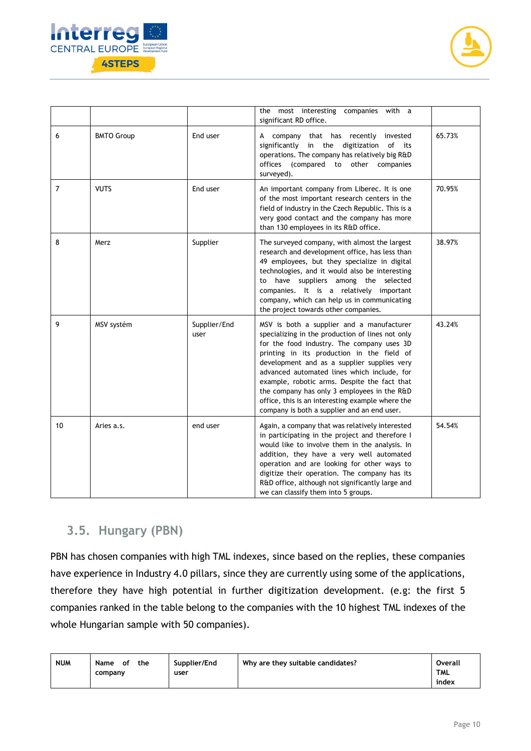|  |  |  | the most interesting companies with a significant RD office. |  |
|---|---|---|---|---|
| 6 | BMTO Group | End user | A company that has recently invested significantly in the digitization of its operations. The company has relatively big R&D offices (compared to other companies surveyed). | 65.73% |
| 7 | VUTS | End user | An important company from Liberec. It is one of the most important research centers in the field of industry in the Czech Republic. This is a very good contact and the company has more than 130 employees in its R&D office. | 70.95% |
| 8 | Merz | Supplier | The surveyed company, with almost the largest research and development office, has less than 49 employees, but they specialize in digital technologies, and it would also be interesting to have suppliers among the selected companies. It is a relatively important company, which can help us in communicating the project towards other companies. | 38.97% |
| 9 | MSV systém | Supplier/End user | MSV is both a supplier and a manufacturer specializing in the production of lines not only for the food industry. The company uses 3D printing in its production in the field of development and as a supplier supplies very advanced automated lines which include, for example, robotic arms. Despite the fact that the company has only 3 employees in the R&D office, this is an interesting example where the company is both a supplier and an end user. | 43.24% |
| 10 | Aries a.s. | end user | Again, a company that was relatively interested in participating in the project and therefore I would like to involve them in the analysis. In addition, they have a very well automated operation and are looking for other ways to digitize their operation. The company has its R&D office, although not significantly large and we can classify them into 5 groups. | 54.54% |

## 3.5. Hungary (PBN)

PBN has chosen companies with high TML indexes, since based on the replies, these companies have experience in Industry 4.0 pillars, since they are currently using some of the applications, therefore they have high potential in further digitization development. (e.g: the first 5 companies ranked in the table belong to the companies with the 10 highest TML indexes of the whole Hungarian sample with 50 companies).

| NUM | Name of the company | Supplier/End user | Why are they suitable candidates? | Overall TML index |
|---|---|---|---|---|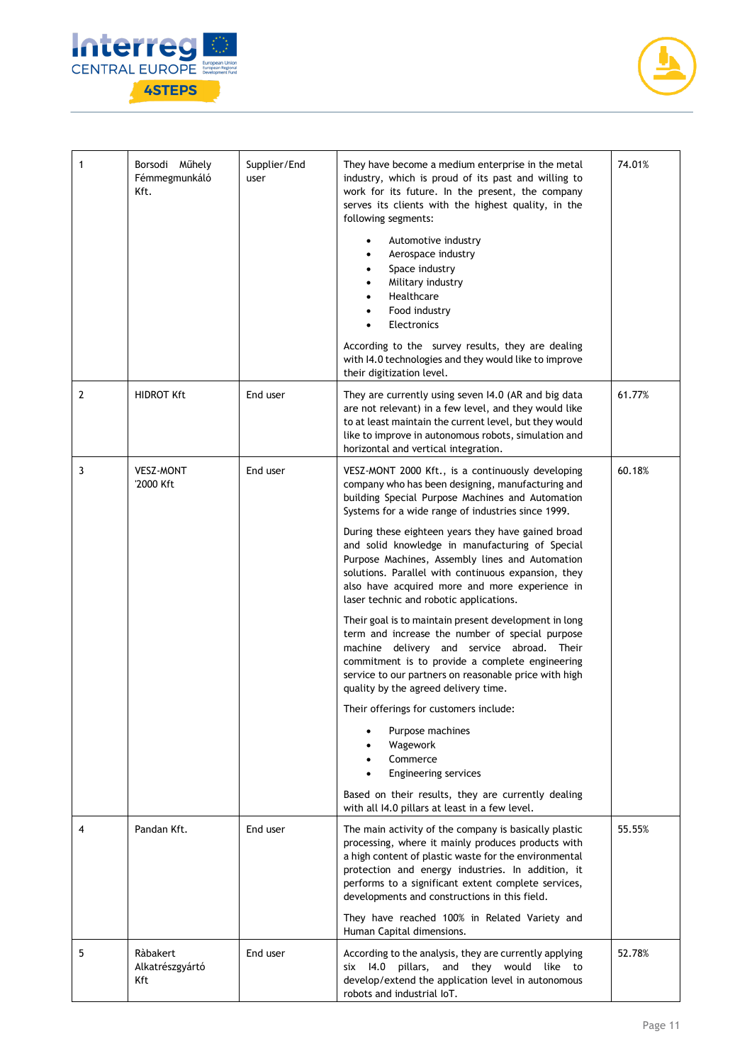| 1 | Borsodi Műhely Fémmegmunkáló Kft. | Supplier/End user | They have become a medium enterprise in the metal industry, which is proud of its past and willing to work for its future. In the present, the company serves its clients with the highest quality, in the following segments:<br><br>• Automotive industry<br>• Aerospace industry<br>• Space industry<br>• Military industry<br>• Healthcare<br>• Food industry<br>• Electronics<br><br>According to the survey results, they are dealing with I4.0 technologies and they would like to improve their digitization level. | 74.01% |
|---|---|---|---|---|
| 2 | HIDROT Kft | End user | They are currently using seven I4.0 (AR and big data are not relevant) in a few level, and they would like to at least maintain the current level, but they would like to improve in autonomous robots, simulation and horizontal and vertical integration. | 61.77% |
| 3 | VESZ-MONT '2000 Kft | End user | VESZ-MONT 2000 Kft., is a continuously developing company who has been designing, manufacturing and building Special Purpose Machines and Automation Systems for a wide range of industries since 1999.<br><br>During these eighteen years they have gained broad and solid knowledge in manufacturing of Special Purpose Machines, Assembly lines and Automation solutions. Parallel with continuous expansion, they also have acquired more and more experience in laser technic and robotic applications.<br><br>Their goal is to maintain present development in long term and increase the number of special purpose machine delivery and service abroad. Their commitment is to provide a complete engineering service to our partners on reasonable price with high quality by the agreed delivery time.<br><br>Their offerings for customers include:<br><br>• Purpose machines<br>• Wagework<br>• Commerce<br>• Engineering services<br><br>Based on their results, they are currently dealing with all I4.0 pillars at least in a few level. | 60.18% |
| 4 | Pandan Kft. | End user | The main activity of the company is basically plastic processing, where it mainly produces products with a high content of plastic waste for the environmental protection and energy industries. In addition, it performs to a significant extent complete services, developments and constructions in this field.<br><br>They have reached 100% in Related Variety and Human Capital dimensions. | 55.55% |
| 5 | Ràbakert Alkatrészgyártó Kft | End user | According to the analysis, they are currently applying six I4.0 pillars, and they would like to develop/extend the application level in autonomous robots and industrial IoT. | 52.78% |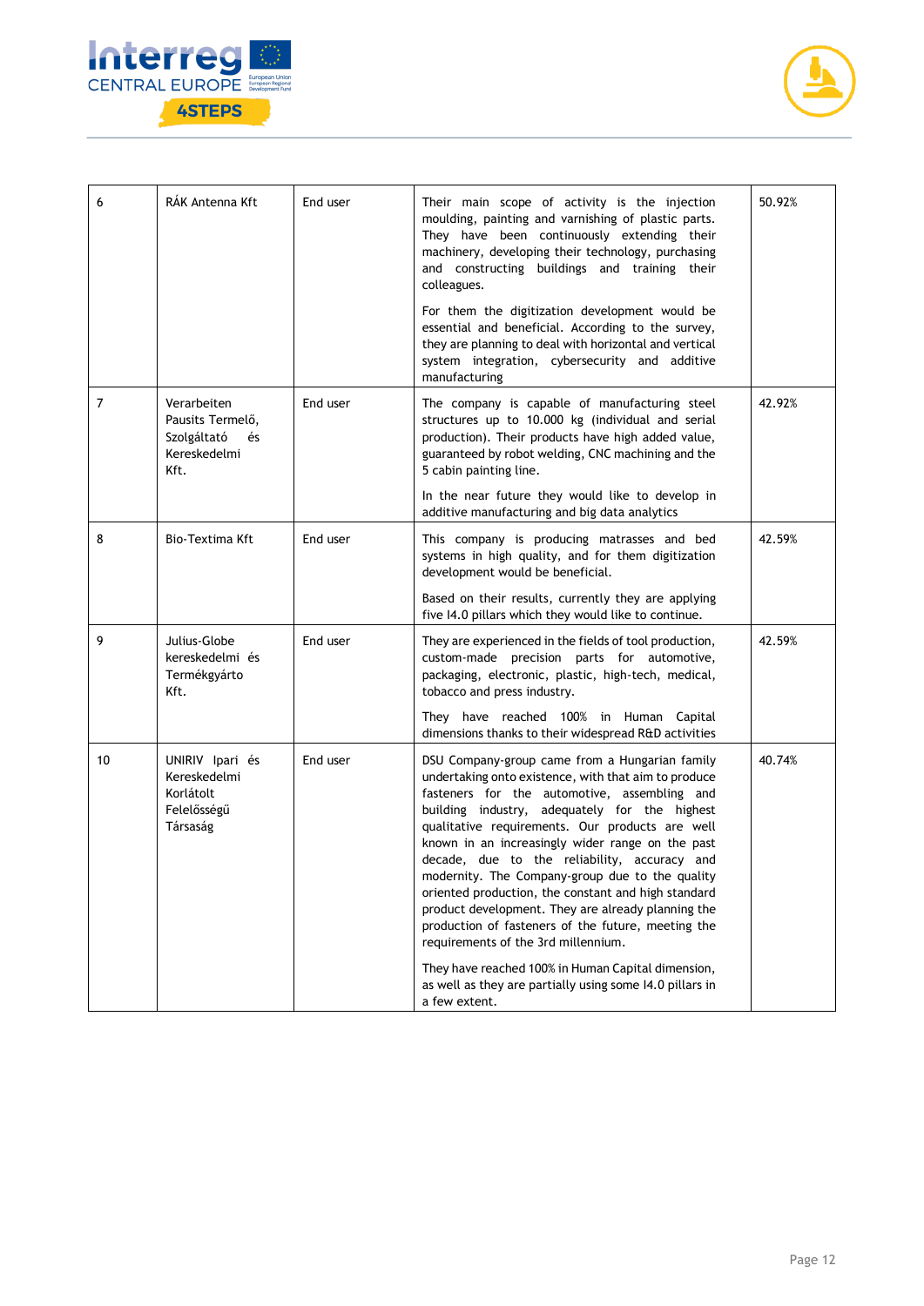| 6 | RÁK Antenna Kft | End user | Their main scope of activity is the injection moulding, painting and varnishing of plastic parts. They have been continuously extending their machinery, developing their technology, purchasing and constructing buildings and training their colleagues.<br><br>For them the digitization development would be essential and beneficial. According to the survey, they are planning to deal with horizontal and vertical system integration, cybersecurity and additive manufacturing | 50.92% |
|---|---|---|---|---|
| 7 | Verarbeiten Pausits Termelő, Szolgáltató és Kereskedelmi Kft. | End user | The company is capable of manufacturing steel structures up to 10.000 kg (individual and serial production). Their products have high added value, guaranteed by robot welding, CNC machining and the 5 cabin painting line.<br><br>In the near future they would like to develop in additive manufacturing and big data analytics | 42.92% |
| 8 | Bio-Textima Kft | End user | This company is producing matrasses and bed systems in high quality, and for them digitization development would be beneficial.<br><br>Based on their results, currently they are applying five I4.0 pillars which they would like to continue. | 42.59% |
| 9 | Julius-Globe kereskedelmi és Termékgyárto Kft. | End user | They are experienced in the fields of tool production, custom-made precision parts for automotive, packaging, electronic, plastic, high-tech, medical, tobacco and press industry.<br><br>They have reached 100% in Human Capital dimensions thanks to their widespread R&D activities | 42.59% |
| 10 | UNIRIV Ipari és Kereskedelmi Korlátolt Felelősségű Társaság | End user | DSU Company-group came from a Hungarian family undertaking onto existence, with that aim to produce fasteners for the automotive, assembling and building industry, adequately for the highest qualitative requirements. Our products are well known in an increasingly wider range on the past decade, due to the reliability, accuracy and modernity. The Company-group due to the quality oriented production, the constant and high standard product development. They are already planning the production of fasteners of the future, meeting the requirements of the 3rd millennium.<br><br>They have reached 100% in Human Capital dimension, as well as they are partially using some I4.0 pillars in a few extent. | 40.74% |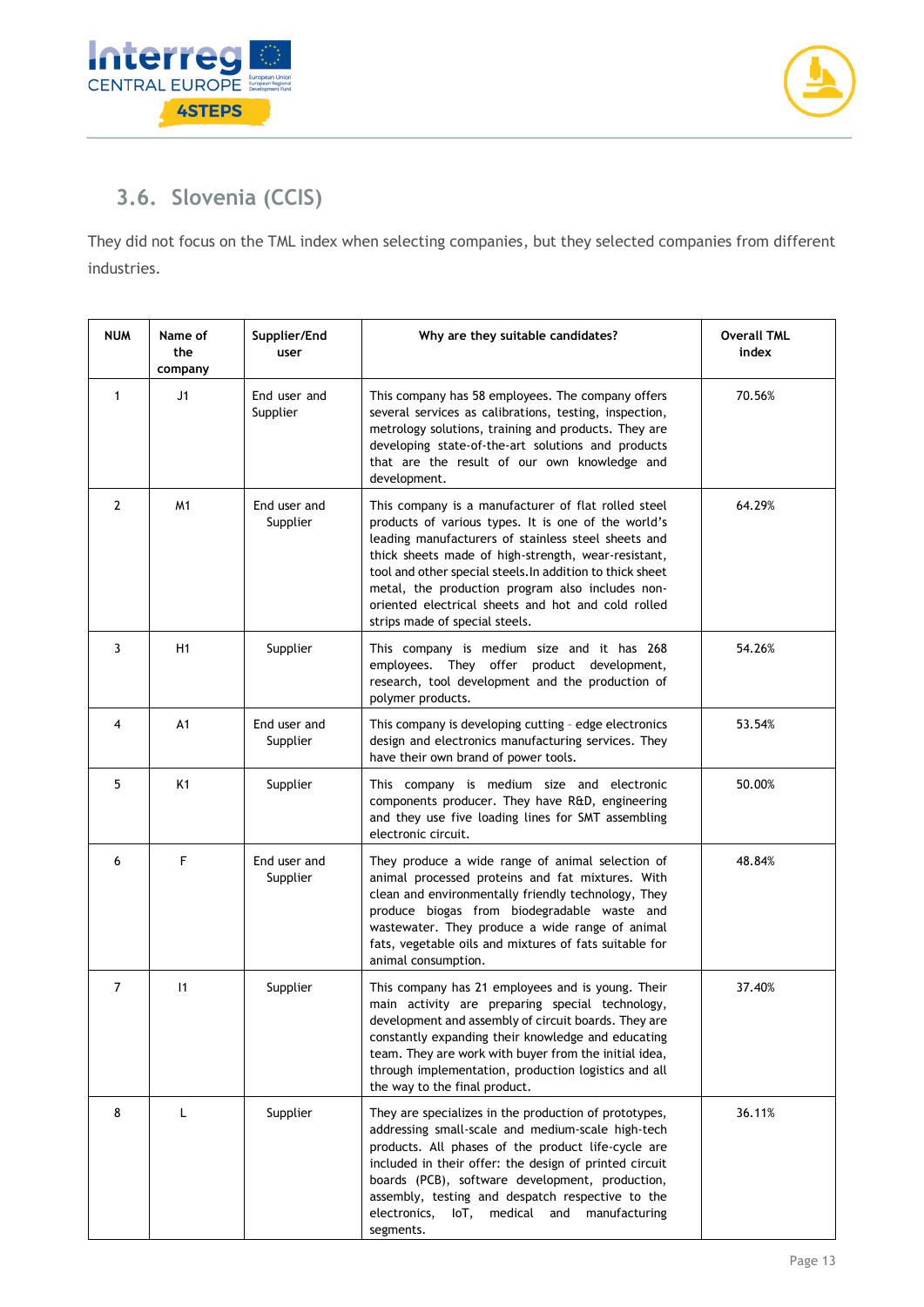## 3.6. Slovenia (CCIS)

They did not focus on the TML index when selecting companies, but they selected companies from different industries.

| NUM | Name of the company | Supplier/End user | Why are they suitable candidates? | Overall TML index |
|---|---|---|---|---|
| 1 | J1 | End user and Supplier | This company has 58 employees. The company offers several services as calibrations, testing, inspection, metrology solutions, training and products. They are developing state-of-the-art solutions and products that are the result of our own knowledge and development. | 70.56% |
| 2 | M1 | End user and Supplier | This company is a manufacturer of flat rolled steel products of various types. It is one of the world's leading manufacturers of stainless steel sheets and thick sheets made of high-strength, wear-resistant, tool and other special steels.In addition to thick sheet metal, the production program also includes non-oriented electrical sheets and hot and cold rolled strips made of special steels. | 64.29% |
| 3 | H1 | Supplier | This company is medium size and it has 268 employees. They offer product development, research, tool development and the production of polymer products. | 54.26% |
| 4 | A1 | End user and Supplier | This company is developing cutting - edge electronics design and electronics manufacturing services. They have their own brand of power tools. | 53.54% |
| 5 | K1 | Supplier | This company is medium size and electronic components producer. They have R&D, engineering and they use five loading lines for SMT assembling electronic circuit. | 50.00% |
| 6 | F | End user and Supplier | They produce a wide range of animal selection of animal processed proteins and fat mixtures. With clean and environmentally friendly technology, They produce biogas from biodegradable waste and wastewater. They produce a wide range of animal fats, vegetable oils and mixtures of fats suitable for animal consumption. | 48.84% |
| 7 | I1 | Supplier | This company has 21 employees and is young. Their main activity are preparing special technology, development and assembly of circuit boards. They are constantly expanding their knowledge and educating team. They are work with buyer from the initial idea, through implementation, production logistics and all the way to the final product. | 37.40% |
| 8 | L | Supplier | They are specializes in the production of prototypes, addressing small-scale and medium-scale high-tech products. All phases of the product life-cycle are included in their offer: the design of printed circuit boards (PCB), software development, production, assembly, testing and despatch respective to the electronics, IoT, medical and manufacturing segments. | 36.11% |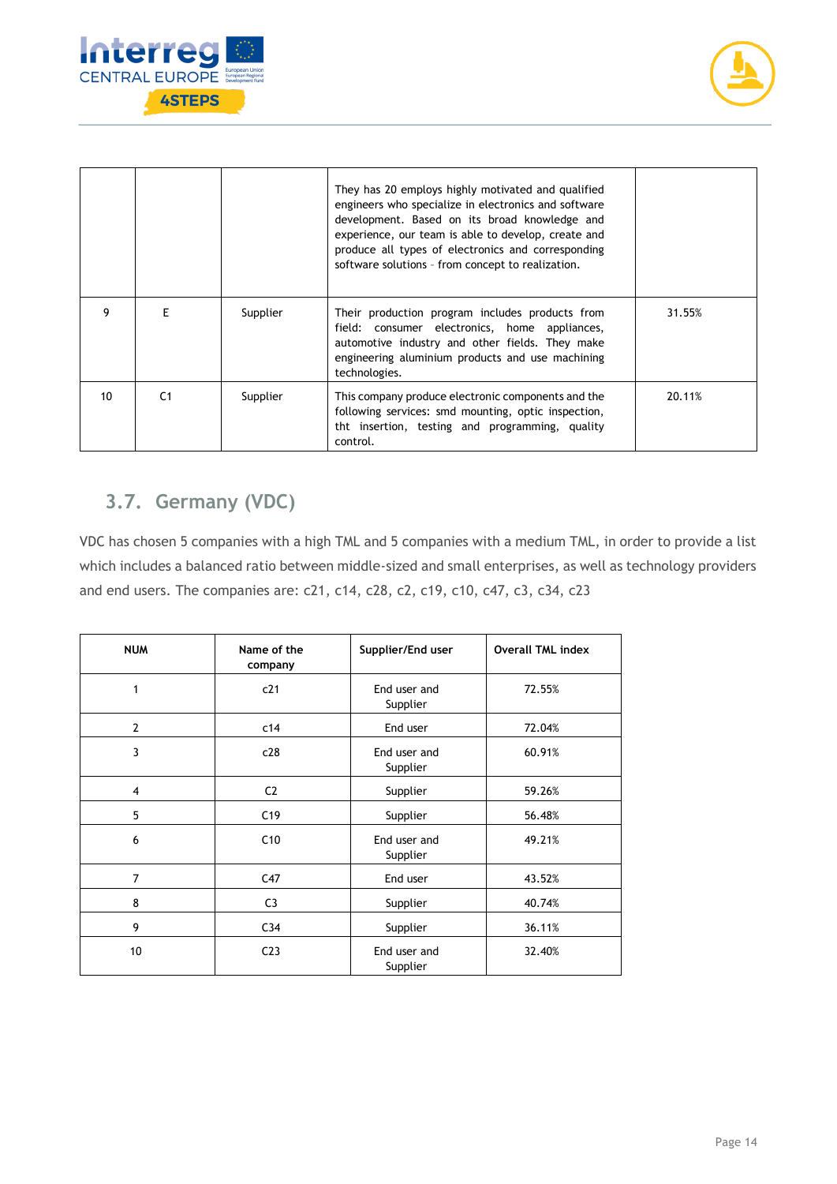| | | | | |
|---|---|---|---|---|
| | | | They has 20 employs highly motivated and qualified engineers who specialize in electronics and software development. Based on its broad knowledge and experience, our team is able to develop, create and produce all types of electronics and corresponding software solutions - from concept to realization. | |
| 9 | E | Supplier | Their production program includes products from field: consumer electronics, home appliances, automotive industry and other fields. They make engineering aluminium products and use machining technologies. | 31.55% |
| 10 | C1 | Supplier | This company produce electronic components and the following services: smd mounting, optic inspection, tht insertion, testing and programming, quality control. | 20.11% |

## 3.7. Germany (VDC)

VDC has chosen 5 companies with a high TML and 5 companies with a medium TML, in order to provide a list which includes a balanced ratio between middle-sized and small enterprises, as well as technology providers and end users. The companies are: c21, c14, c28, c2, c19, c10, c47, c3, c34, c23

| NUM | Name of the company | Supplier/End user | Overall TML index |
|---|---|---|---|
| 1 | c21 | End user and Supplier | 72.55% |
| 2 | c14 | End user | 72.04% |
| 3 | c28 | End user and Supplier | 60.91% |
| 4 | C2 | Supplier | 59.26% |
| 5 | C19 | Supplier | 56.48% |
| 6 | C10 | End user and Supplier | 49.21% |
| 7 | C47 | End user | 43.52% |
| 8 | C3 | Supplier | 40.74% |
| 9 | C34 | Supplier | 36.11% |
| 10 | C23 | End user and Supplier | 32.40% |